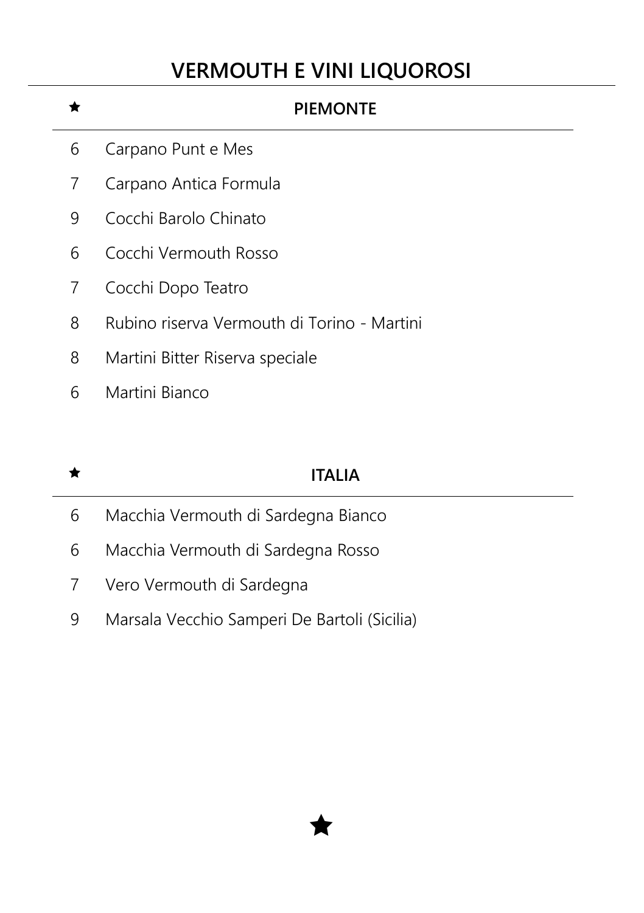# VERMOUTH E VINI LIQUOROSI

## ★ PIEMONTE

| | |
|---|---|
| 6 | Carpano Punt e Mes |
| 7 | Carpano Antica Formula |
| 9 | Cocchi Barolo Chinato |
| 6 | Cocchi Vermouth Rosso |
| 7 | Cocchi Dopo Teatro |
| 8 | Rubino riserva Vermouth di Torino - Martini |
| 8 | Martini Bitter Riserva speciale |
| 6 | Martini Bianco |

## ★ ITALIA

| | |
|---|---|
| 6 | Macchia Vermouth di Sardegna Bianco |
| 6 | Macchia Vermouth di Sardegna Rosso |
| 7 | Vero Vermouth di Sardegna |
| 9 | Marsala Vecchio Samperi De Bartoli (Sicilia) |

★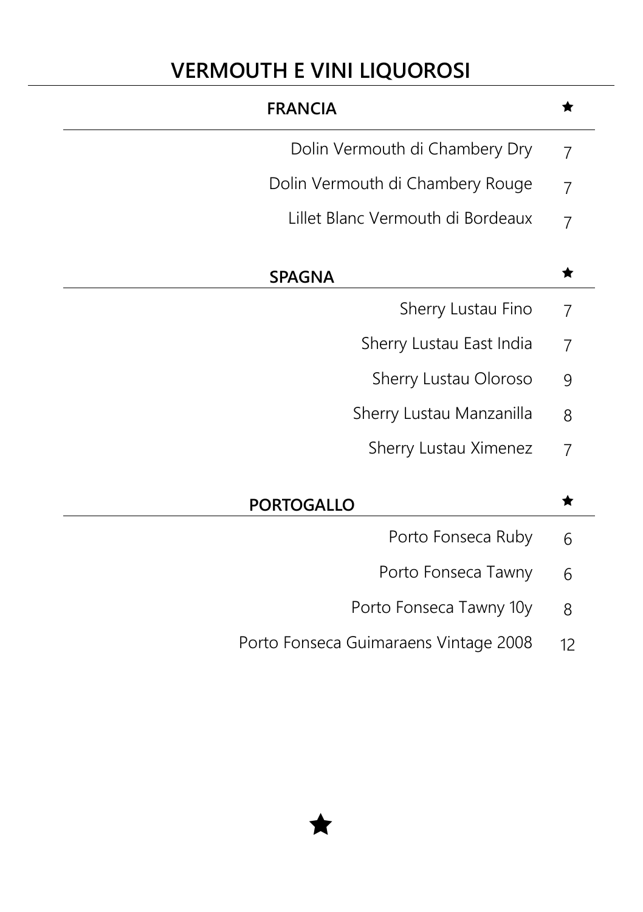# VERMOUTH E VINI LIQUOROSI

## FRANCIA ★

| | |
|---|---|
| Dolin Vermouth di Chambery Dry | 7 |
| Dolin Vermouth di Chambery Rouge | 7 |
| Lillet Blanc Vermouth di Bordeaux | 7 |

## SPAGNA ★

| | |
|---|---|
| Sherry Lustau Fino | 7 |
| Sherry Lustau East India | 7 |
| Sherry Lustau Oloroso | 9 |
| Sherry Lustau Manzanilla | 8 |
| Sherry Lustau Ximenez | 7 |

## PORTOGALLO ★

| | |
|---|---|
| Porto Fonseca Ruby | 6 |
| Porto Fonseca Tawny | 6 |
| Porto Fonseca Tawny 10y | 8 |
| Porto Fonseca Guimaraens Vintage 2008 | 12 |

★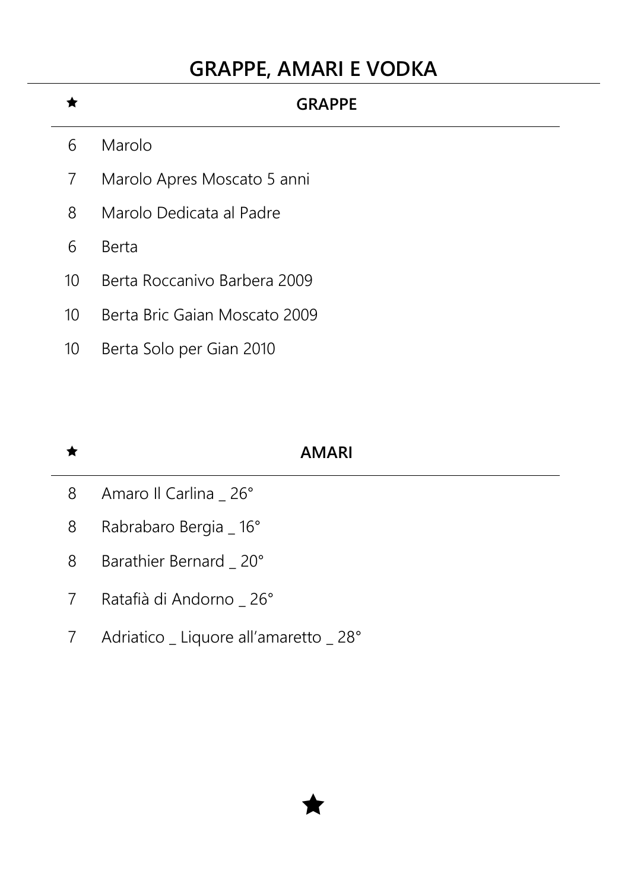# GRAPPE, AMARI E VODKA

## ★ GRAPPE

- 6 Marolo
- 7 Marolo Apres Moscato 5 anni
- 8 Marolo Dedicata al Padre
- 6 Berta
- 10 Berta Roccanivo Barbera 2009
- 10 Berta Bric Gaian Moscato 2009
- 10 Berta Solo per Gian 2010

## ★ AMARI

- 8 Amaro Il Carlina _ 26°
- 8 Rabrabaro Bergia _ 16°
- 8 Barathier Bernard _ 20°
- 7 Ratafià di Andorno _ 26°
- 7 Adriatico _ Liquore all'amaretto _ 28°

★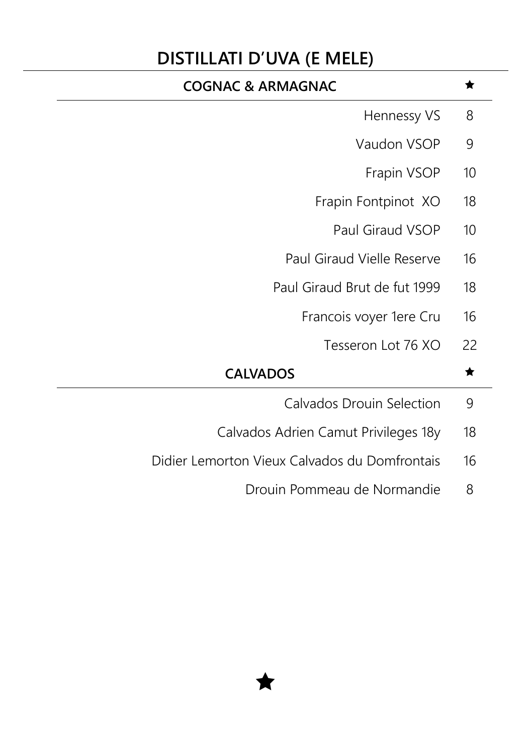# DISTILLATI D’UVA (E MELE)

## COGNAC & ARMAGNAC ★

| | |
|---|---|
| Hennessy VS | 8 |
| Vaudon VSOP | 9 |
| Frapin VSOP | 10 |
| Frapin Fontpinot  XO | 18 |
| Paul Giraud VSOP | 10 |
| Paul Giraud Vielle Reserve | 16 |
| Paul Giraud Brut de fut 1999 | 18 |
| Francois voyer 1ere Cru | 16 |
| Tesseron Lot 76 XO | 22 |

## CALVADOS ★

| | |
|---|---|
| Calvados Drouin Selection | 9 |
| Calvados Adrien Camut Privileges 18y | 18 |
| Didier Lemorton Vieux Calvados du Domfrontais | 16 |
| Drouin Pommeau de Normandie | 8 |

★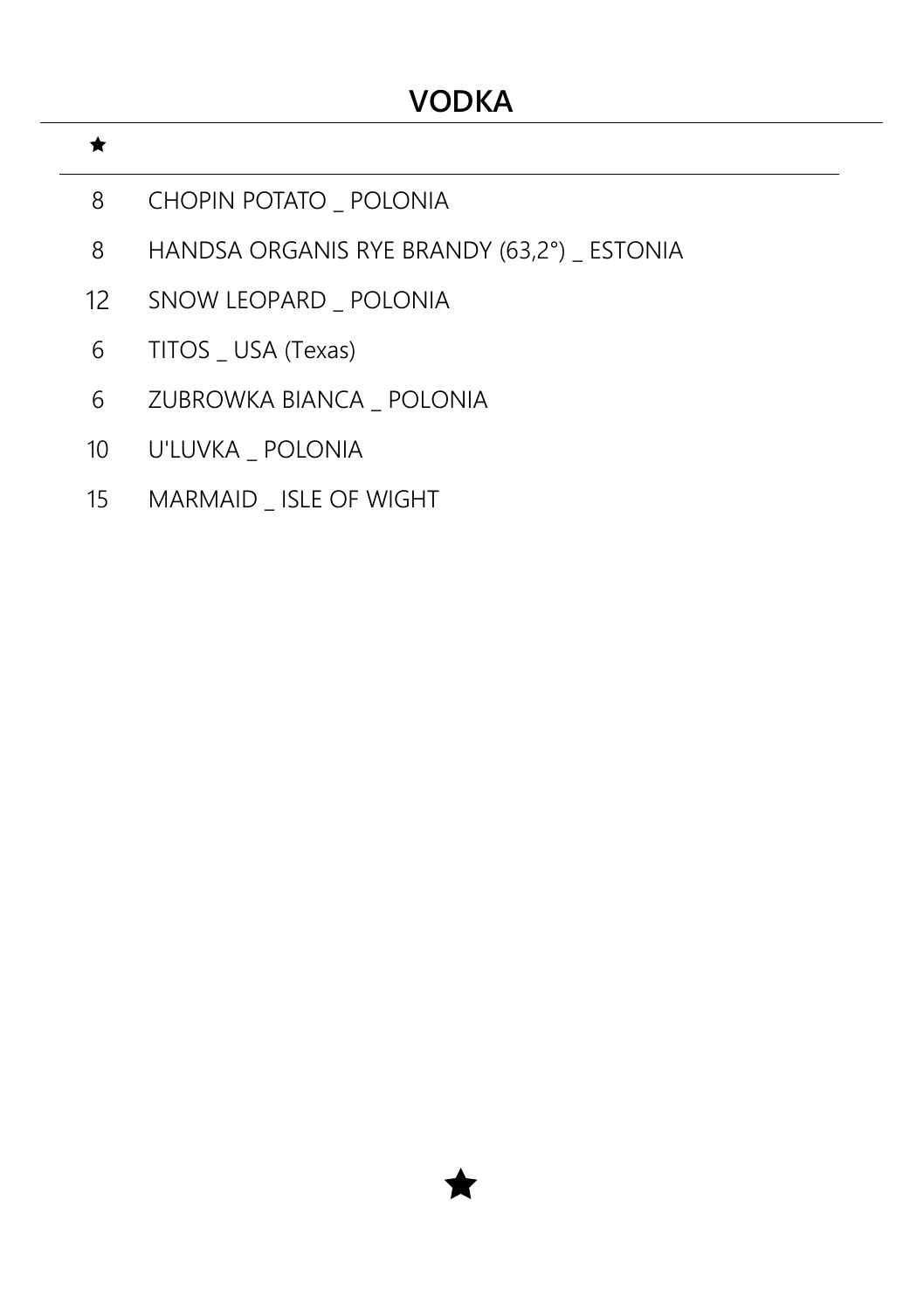# VODKA

★

| | |
|---|---|
| 8 | CHOPIN POTATO _ POLONIA |
| 8 | HANDSA ORGANIS RYE BRANDY (63,2°) _ ESTONIA |
| 12 | SNOW LEOPARD _ POLONIA |
| 6 | TITOS _ USA (Texas) |
| 6 | ZUBROWKA BIANCA _ POLONIA |
| 10 | U'LUVKA _ POLONIA |
| 15 | MARMAID _ ISLE OF WIGHT |

★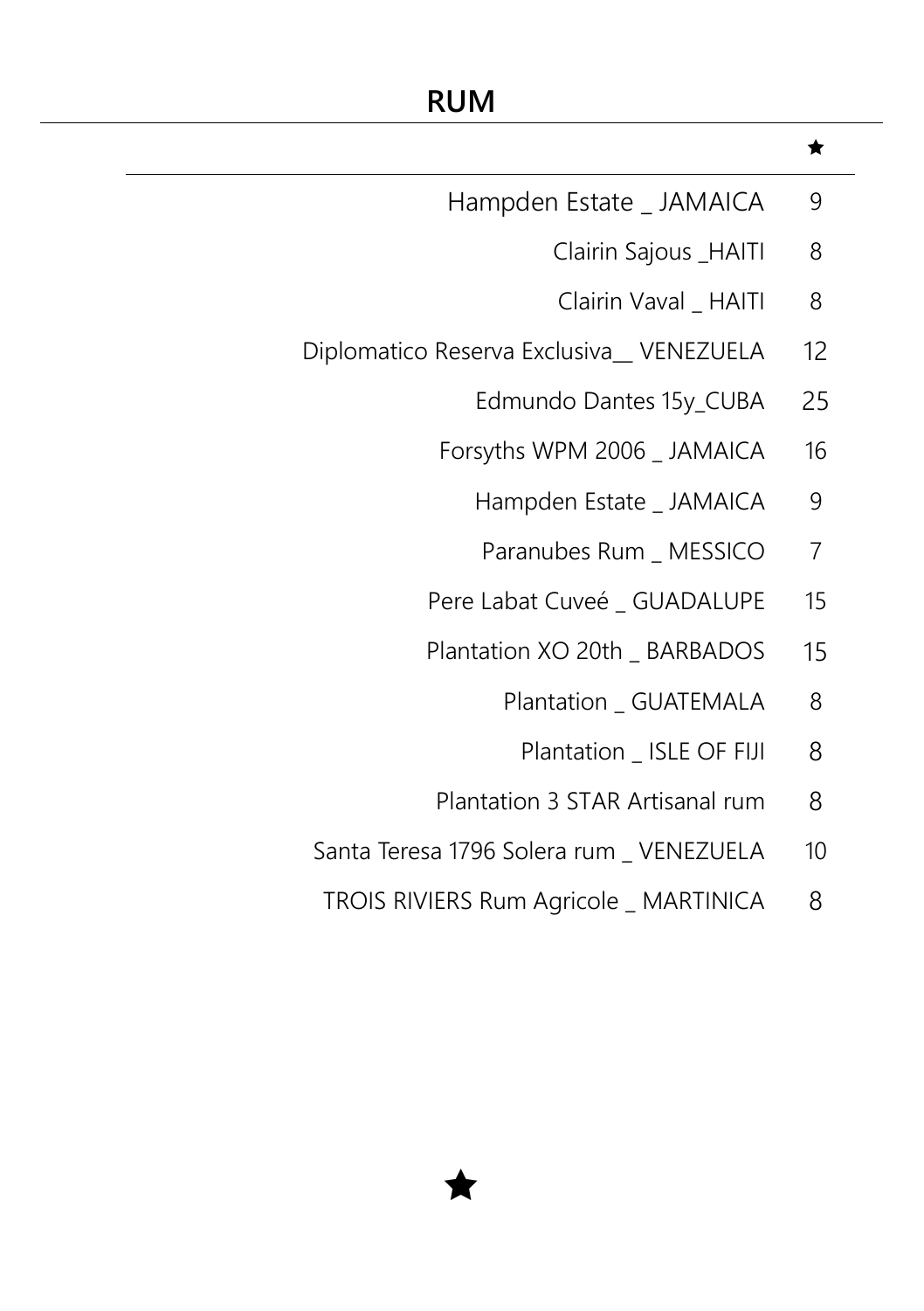## RUM

| | ★ |
|---|---|
| Hampden Estate _ JAMAICA | 9 |
| Clairin Sajous _HAITI | 8 |
| Clairin Vaval _ HAITI | 8 |
| Diplomatico Reserva Exclusiva__ VENEZUELA | 12 |
| Edmundo Dantes 15y_CUBA | 25 |
| Forsyths WPM 2006 _ JAMAICA | 16 |
| Hampden Estate _ JAMAICA | 9 |
| Paranubes Rum _ MESSICO | 7 |
| Pere Labat Cuveé _ GUADALUPE | 15 |
| Plantation XO 20th _ BARBADOS | 15 |
| Plantation _ GUATEMALA | 8 |
| Plantation _ ISLE OF FIJI | 8 |
| Plantation 3 STAR Artisanal rum | 8 |
| Santa Teresa 1796 Solera rum _ VENEZUELA | 10 |
| TROIS RIVIERS Rum Agricole _ MARTINICA | 8 |

★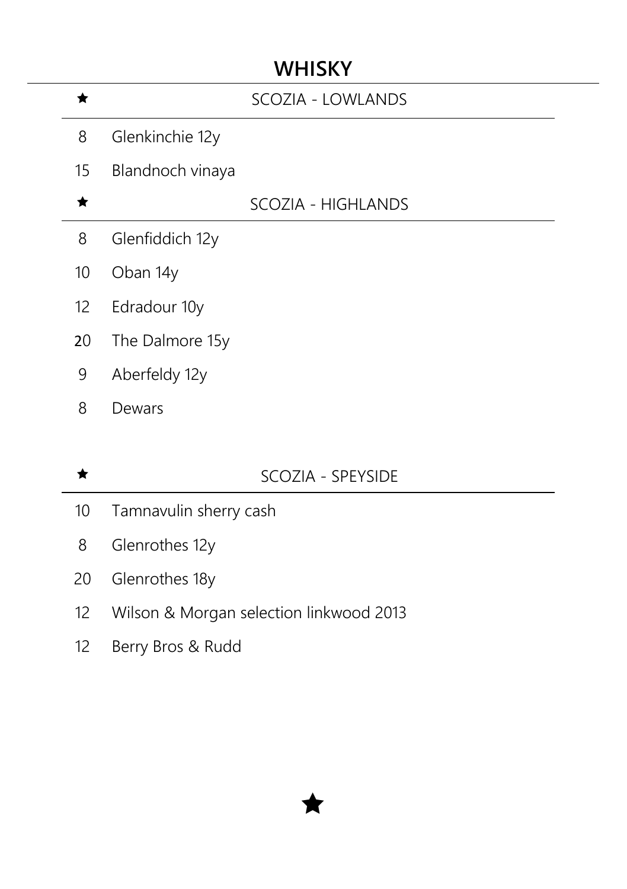# WHISKY

## ★ SCOZIA - LOWLANDS

| | |
|---|---|
| 8 | Glenkinchie 12y |
| 15 | Blandnoch vinaya |

## ★ SCOZIA - HIGHLANDS

| | |
|---|---|
| 8 | Glenfiddich 12y |
| 10 | Oban 14y |
| 12 | Edradour 10y |
| 20 | The Dalmore 15y |
| 9 | Aberfeldy 12y |
| 8 | Dewars |

## ★ SCOZIA - SPEYSIDE

| | |
|---|---|
| 10 | Tamnavulin sherry cash |
| 8 | Glenrothes 12y |
| 20 | Glenrothes 18y |
| 12 | Wilson & Morgan selection linkwood 2013 |
| 12 | Berry Bros & Rudd |

★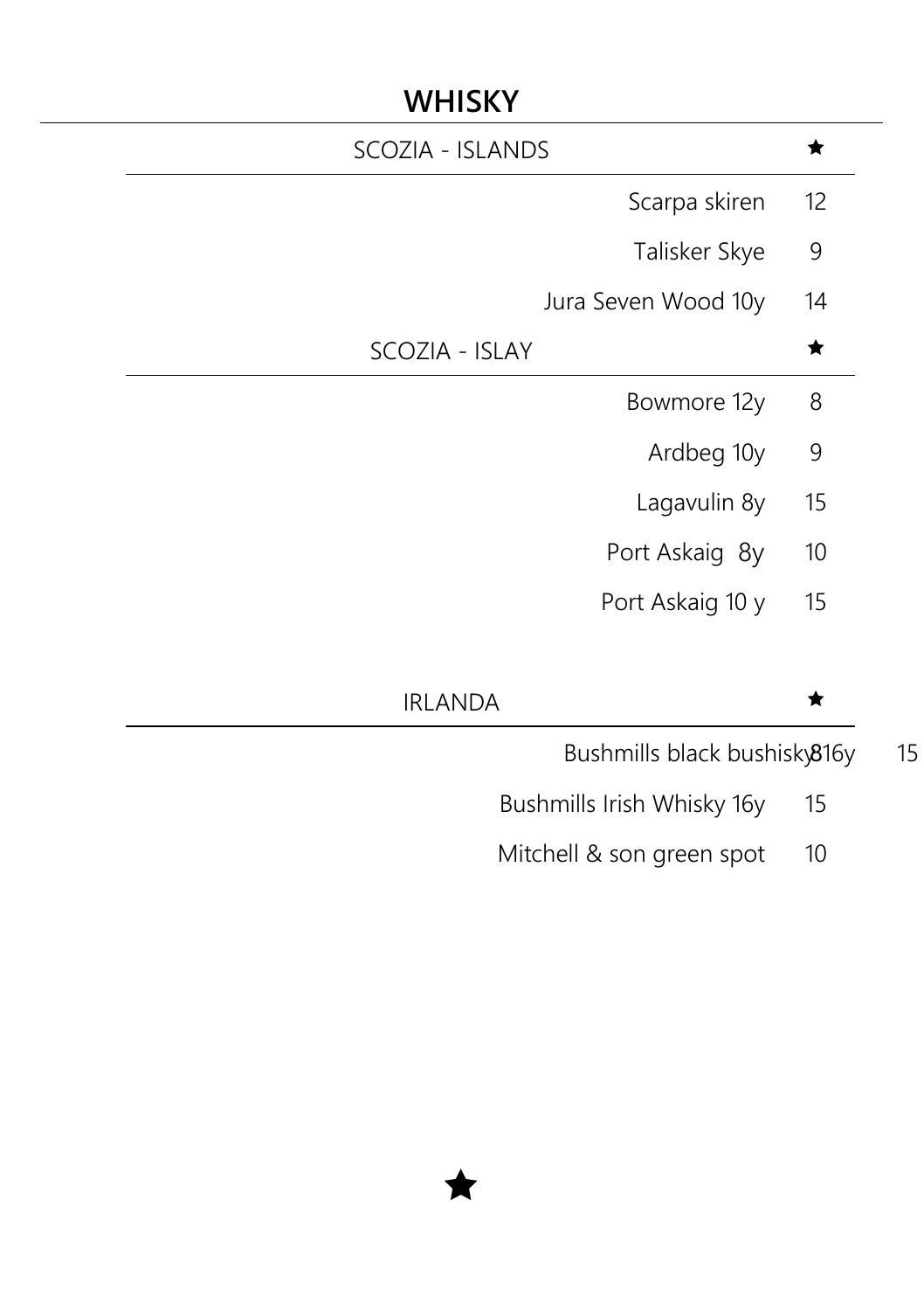# WHISKY

## SCOZIA - ISLANDS ★

| | |
|---|---|
| Scarpa skiren | 12 |
| Talisker Skye | 9 |
| Jura Seven Wood 10y | 14 |

## SCOZIA - ISLAY ★

| | |
|---|---|
| Bowmore 12y | 8 |
| Ardbeg 10y | 9 |
| Lagavulin 8y | 15 |
| Port Askaig 8y | 10 |
| Port Askaig 10 y | 15 |

## IRLANDA ★

| | |
|---|---|
| Bushmills black bushisky816y | 15 |
| Bushmills Irish Whisky 16y | 15 |
| Mitchell & son green spot | 10 |

★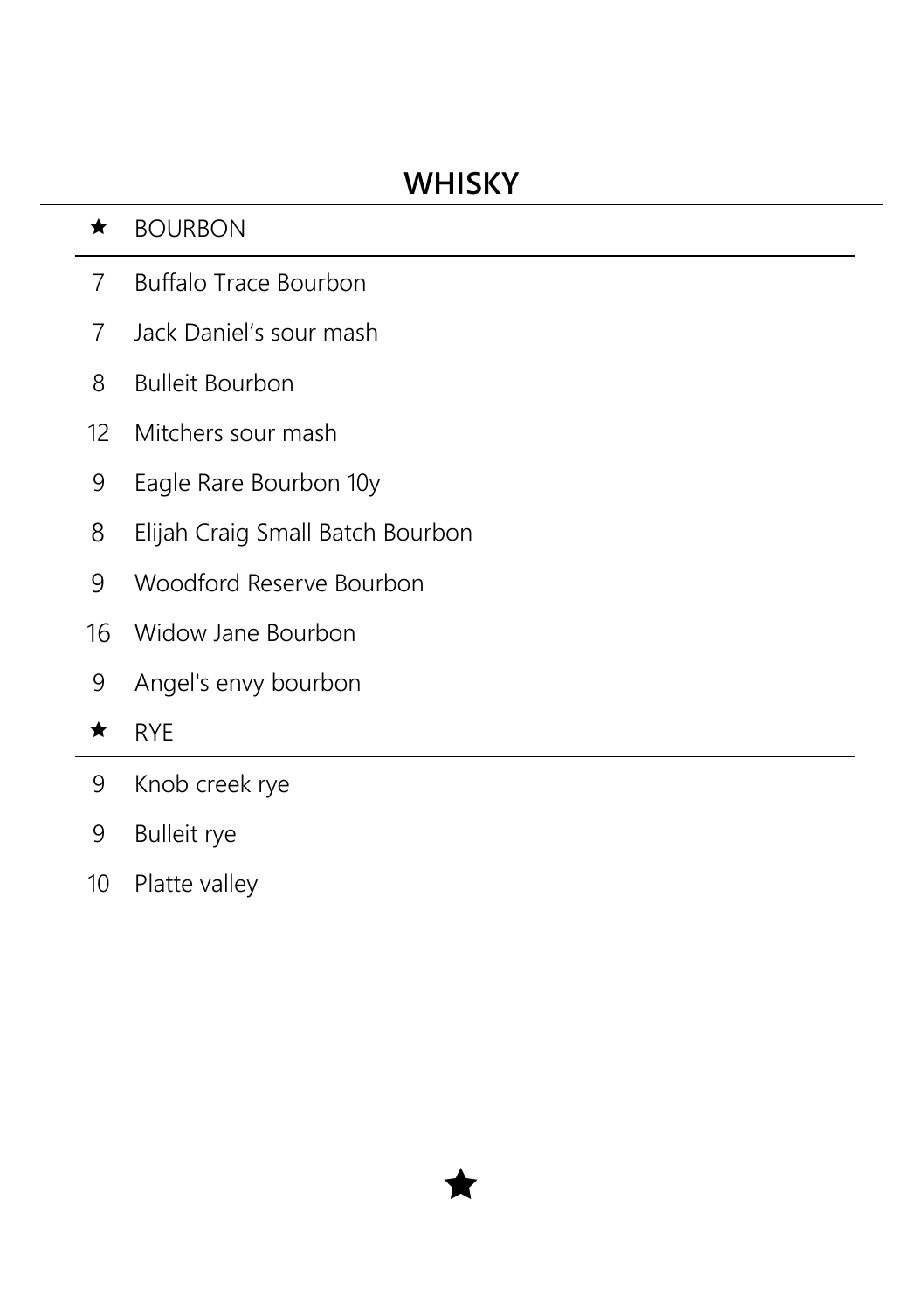# WHISKY

★ BOURBON

| | |
|---|---|
| 7 | Buffalo Trace Bourbon |
| 7 | Jack Daniel's sour mash |
| 8 | Bulleit Bourbon |
| 12 | Mitchers sour mash |
| 9 | Eagle Rare Bourbon 10y |
| 8 | Elijah Craig Small Batch Bourbon |
| 9 | Woodford Reserve Bourbon |
| 16 | Widow Jane Bourbon |
| 9 | Angel's envy bourbon |

★ RYE

| | |
|---|---|
| 9 | Knob creek rye |
| 9 | Bulleit rye |
| 10 | Platte valley |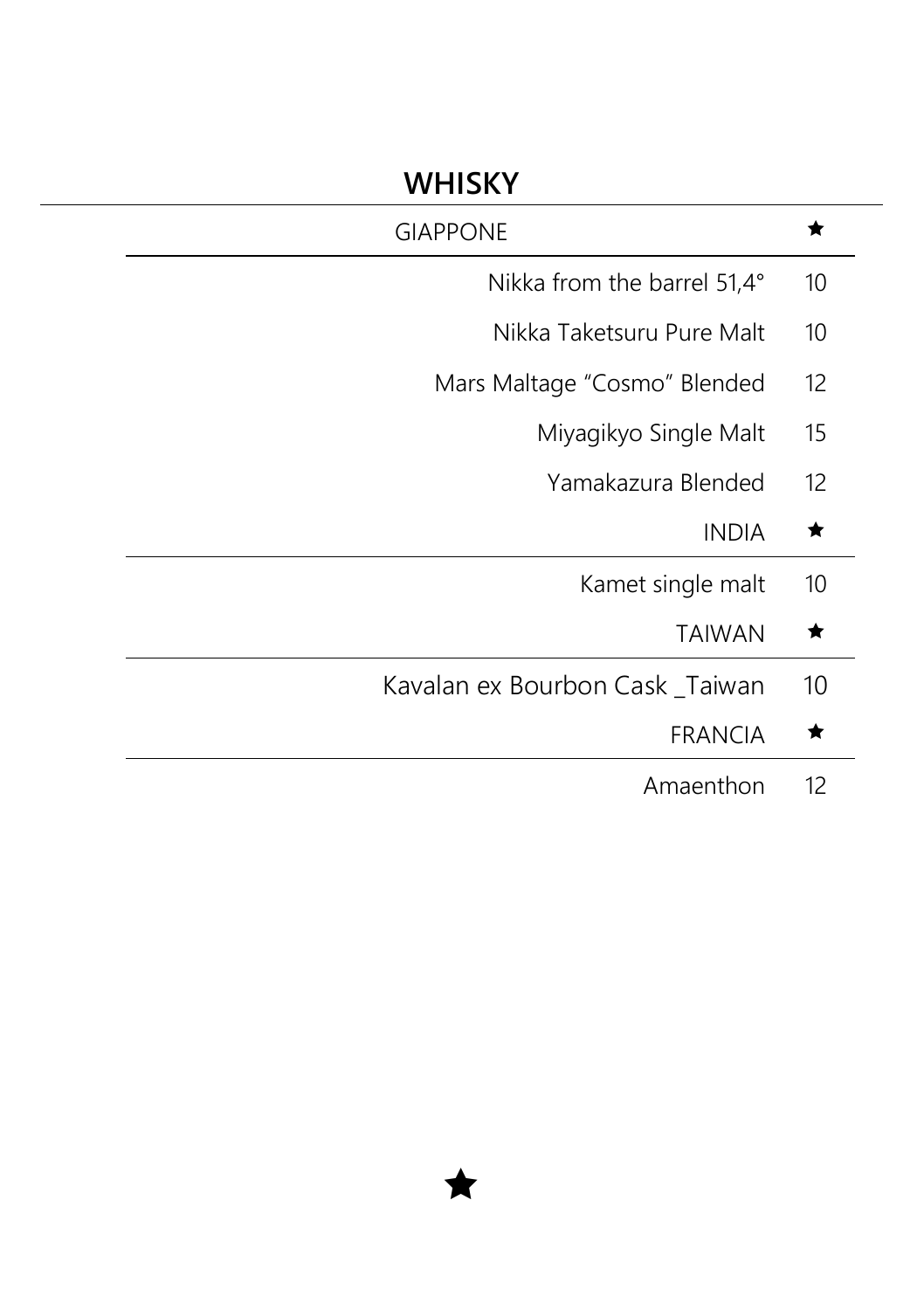# WHISKY

| GIAPPONE | ★ |
| --- | --- |
| Nikka from the barrel 51,4° | 10 |
| Nikka Taketsuru Pure Malt | 10 |
| Mars Maltage "Cosmo" Blended | 12 |
| Miyagikyo Single Malt | 15 |
| Yamakazura Blended | 12 |

| INDIA | ★ |
| --- | --- |
| Kamet single malt | 10 |

| TAIWAN | ★ |
| --- | --- |
| Kavalan ex Bourbon Cask _Taiwan | 10 |

| FRANCIA | ★ |
| --- | --- |
| Amaenthon | 12 |

★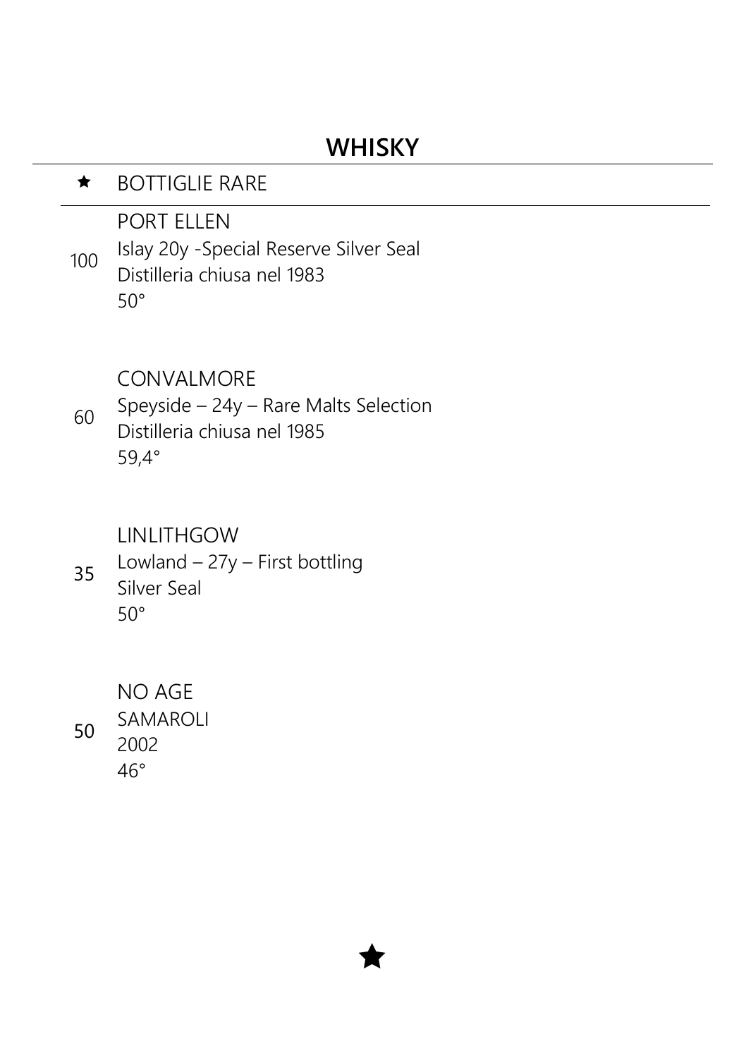## WHISKY

★ BOTTIGLIE RARE

---

100 PORT ELLEN
Islay 20y -Special Reserve Silver Seal
Distilleria chiusa nel 1983
50°

60 CONVALMORE
Speyside – 24y – Rare Malts Selection
Distilleria chiusa nel 1985
59,4°

35 LINLITHGOW
Lowland – 27y – First bottling
Silver Seal
50°

50 NO AGE
SAMAROLI
2002
46°

★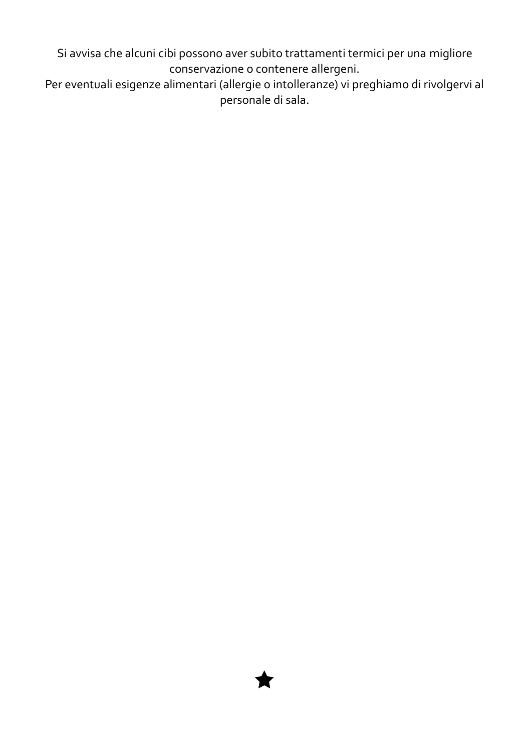Si avvisa che alcuni cibi possono aver subito trattamenti termici per una migliore conservazione o contenere allergeni.

Per eventuali esigenze alimentari (allergie o intolleranze) vi preghiamo di rivolgervi al personale di sala.

★